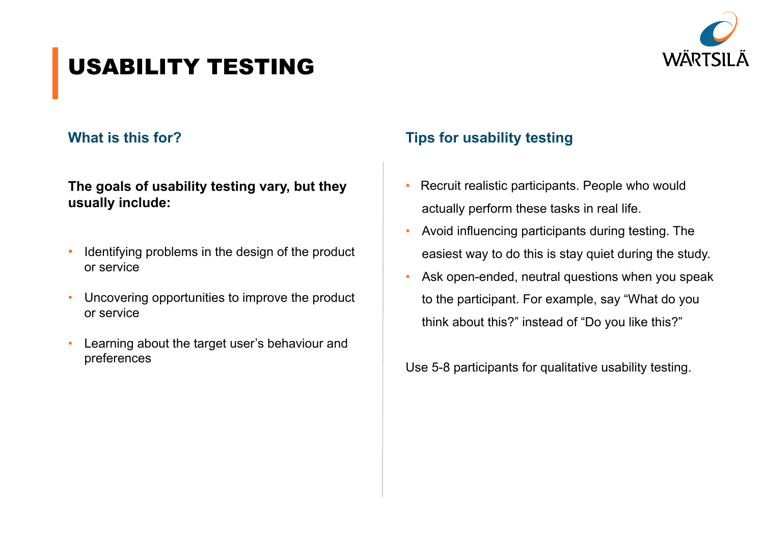# USABILITY TESTING

## What is this for?

**The goals of usability testing vary, but they usually include:**

- Identifying problems in the design of the product or service
- Uncovering opportunities to improve the product or service
- Learning about the target user's behaviour and preferences

## Tips for usability testing

- Recruit realistic participants. People who would actually perform these tasks in real life.
- Avoid influencing participants during testing. The easiest way to do this is stay quiet during the study.
- Ask open-ended, neutral questions when you speak to the participant. For example, say "What do you think about this?" instead of "Do you like this?"

Use 5-8 participants for qualitative usability testing.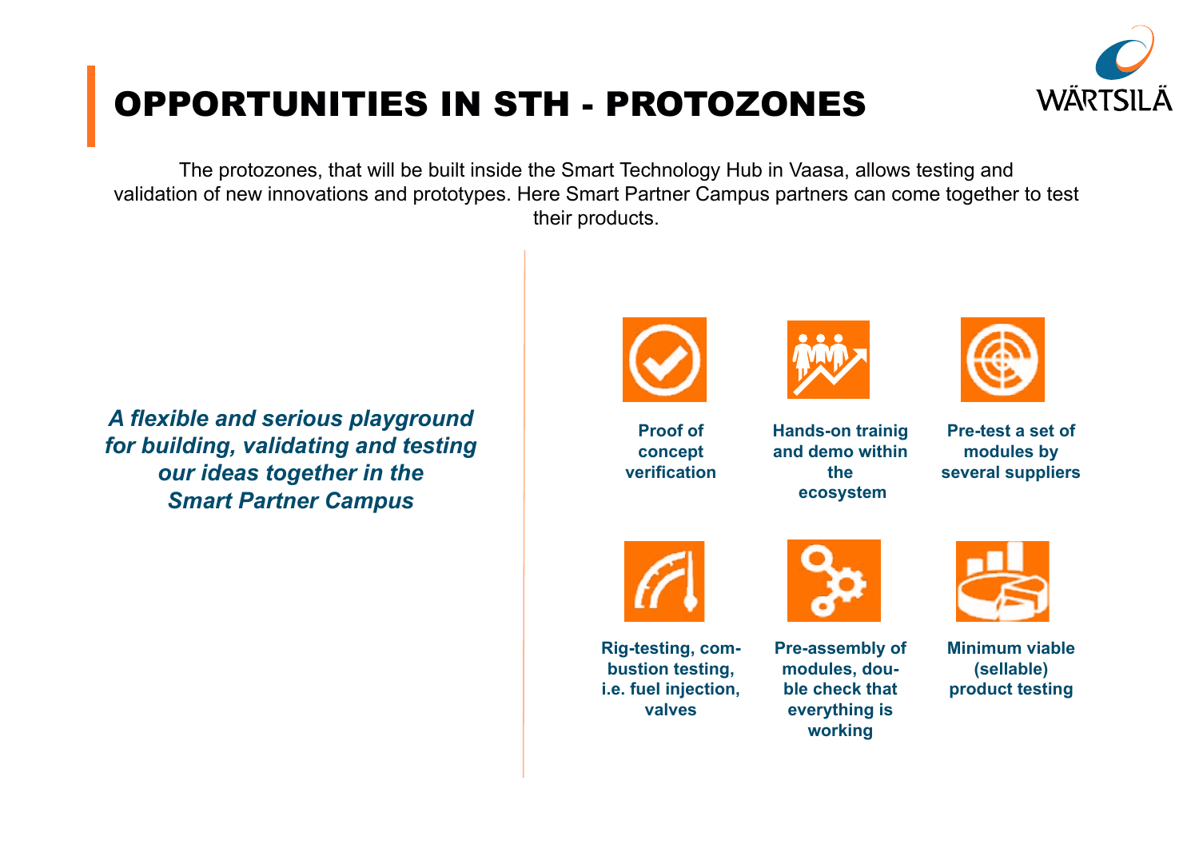# OPPORTUNITIES IN STH - PROTOZONES

The protozones, that will be built inside the Smart Technology Hub in Vaasa, allows testing and validation of new innovations and prototypes. Here Smart Partner Campus partners can come together to test their products.

***A flexible and serious playground for building, validating and testing our ideas together in the Smart Partner Campus***

- **Proof of concept verification**
- **Hands-on trainig and demo within the ecosystem**
- **Pre-test a set of modules by several suppliers**
- **Rig-testing, combustion testing, i.e. fuel injection, valves**
- **Pre-assembly of modules, double check that everything is working**
- **Minimum viable (sellable) product testing**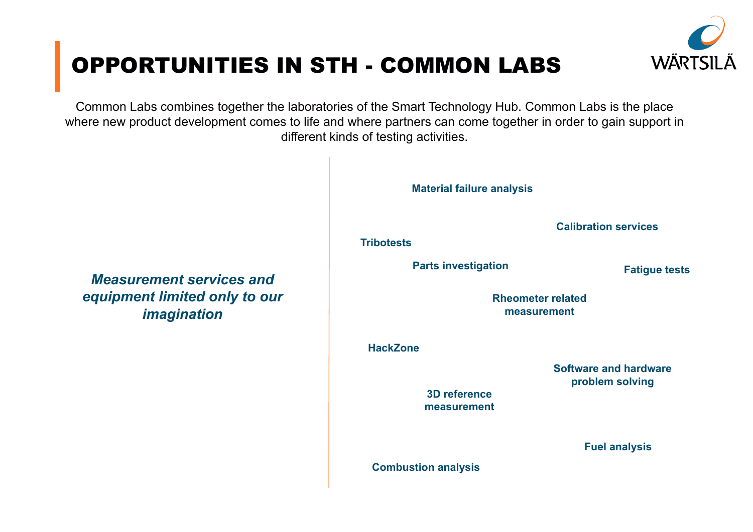# OPPORTUNITIES IN STH - COMMON LABS

Common Labs combines together the laboratories of the Smart Technology Hub. Common Labs is the place where new product development comes to life and where partners can come together in order to gain support in different kinds of testing activities.

***Measurement services and equipment limited only to our imagination***

- **Material failure analysis**
- **Calibration services**
- **Tribotests**
- **Parts investigation**
- **Fatigue tests**
- **Rheometer related measurement**
- **HackZone**
- **Software and hardware problem solving**
- **3D reference measurement**
- **Fuel analysis**
- **Combustion analysis**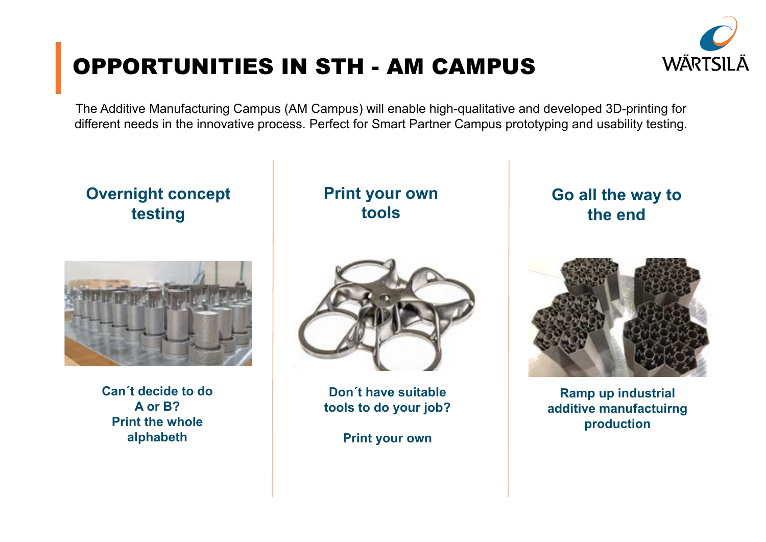# OPPORTUNITIES IN STH - AM CAMPUS

The Additive Manufacturing Campus (AM Campus) will enable high-qualitative and developed 3D-printing for different needs in the innovative process. Perfect for Smart Partner Campus prototyping and usability testing.

## Overnight concept testing

**Can´t decide to do A or B? Print the whole alphabeth**

## Print your own tools

**Don´t have suitable tools to do your job?**

**Print your own**

## Go all the way to the end

**Ramp up industrial additive manufactuirng production**